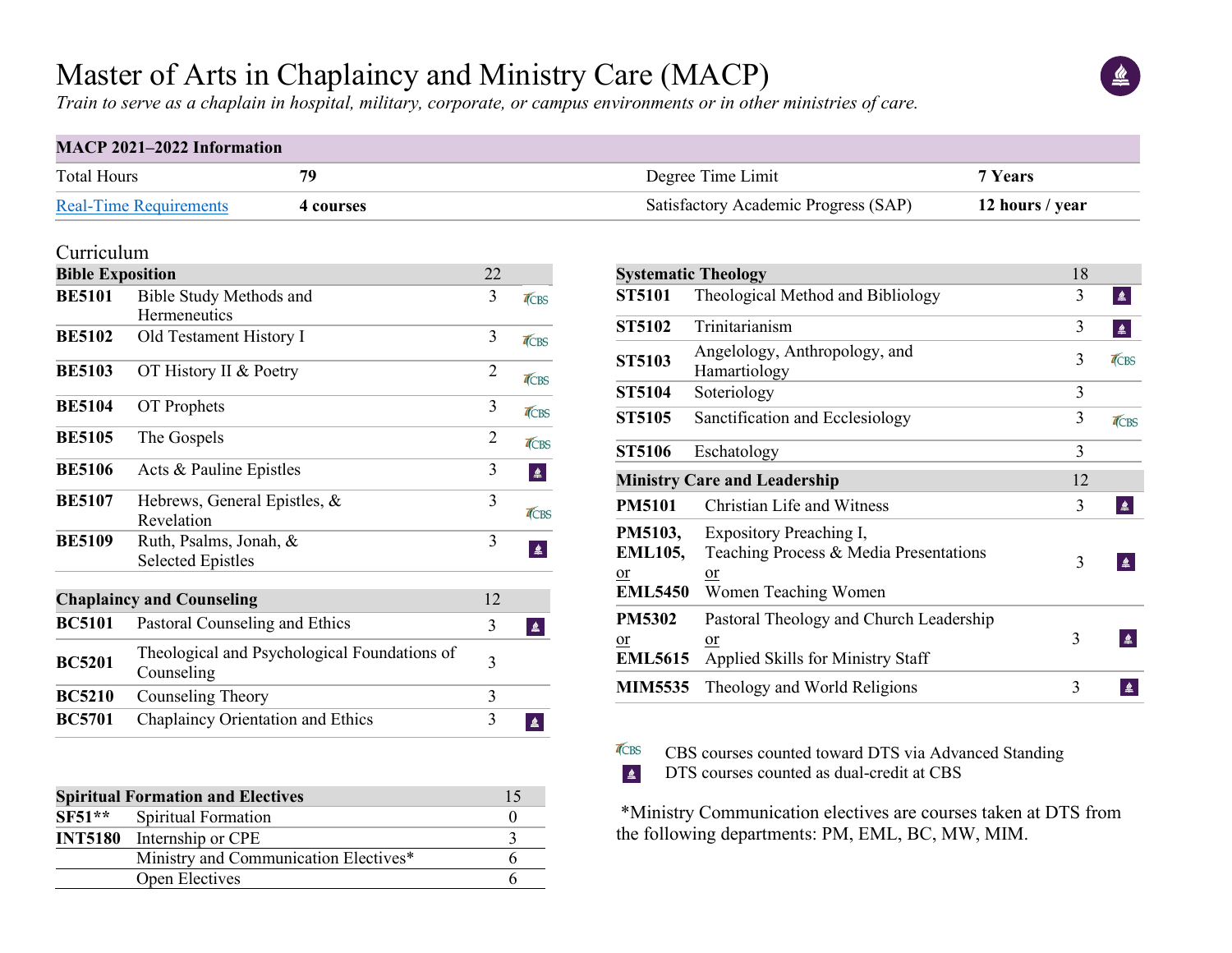# Master of Arts in Chaplaincy and Ministry Care (MACP)

*Train to serve as a chaplain in hospital, military, corporate, or campus environments or in other ministries of care.*

| MACP 2021–2022 Information | | | |
|---|---|---|---|
| Total Hours | **79** | Degree Time Limit | **7 Years** |
| Real-Time Requirements | **4 courses** | Satisfactory Academic Progress (SAP) | **12 hours / year** |

## Curriculum

| **Bible Exposition** | | **22** | |
|---|---|---|---|
| **BE5101** | Bible Study Methods and Hermeneutics | 3 | CBS |
| **BE5102** | Old Testament History I | 3 | CBS |
| **BE5103** | OT History II & Poetry | 2 | CBS |
| **BE5104** | OT Prophets | 3 | CBS |
| **BE5105** | The Gospels | 2 | CBS |
| **BE5106** | Acts & Pauline Epistles | 3 | DTS |
| **BE5107** | Hebrews, General Epistles, & Revelation | 3 | CBS |
| **BE5109** | Ruth, Psalms, Jonah, & Selected Epistles | 3 | DTS |

| **Chaplaincy and Counseling** | | **12** | |
|---|---|---|---|
| **BC5101** | Pastoral Counseling and Ethics | 3 | DTS |
| **BC5201** | Theological and Psychological Foundations of Counseling | 3 | |
| **BC5210** | Counseling Theory | 3 | |
| **BC5701** | Chaplaincy Orientation and Ethics | 3 | DTS |

| **Spiritual Formation and Electives** | | **15** |
|---|---|---|
| **SF51\*\*** | Spiritual Formation | 0 |
| **INT5180** | Internship or CPE | 3 |
| | Ministry and Communication Electives* | 6 |
| | Open Electives | 6 |

| **Systematic Theology** | | **18** | |
|---|---|---|---|
| **ST5101** | Theological Method and Bibliology | 3 | DTS |
| **ST5102** | Trinitarianism | 3 | DTS |
| **ST5103** | Angelology, Anthropology, and Hamartiology | 3 | CBS |
| **ST5104** | Soteriology | 3 | |
| **ST5105** | Sanctification and Ecclesiology | 3 | CBS |
| **ST5106** | Eschatology | 3 | |

| **Ministry Care and Leadership** | | **12** | |
|---|---|---|---|
| **PM5101** | Christian Life and Witness | 3 | DTS |
| **PM5103**, **EML105**, or **EML5450** | Expository Preaching I, Teaching Process & Media Presentations or Women Teaching Women | 3 | DTS |
| **PM5302** or **EML5615** | Pastoral Theology and Church Leadership or Applied Skills for Ministry Staff | 3 | DTS |
| **MIM5535** | Theology and World Religions | 3 | DTS |

CBS — CBS courses counted toward DTS via Advanced Standing

DTS — DTS courses counted as dual-credit at CBS

*Ministry Communication electives are courses taken at DTS from the following departments: PM, EML, BC, MW, MIM.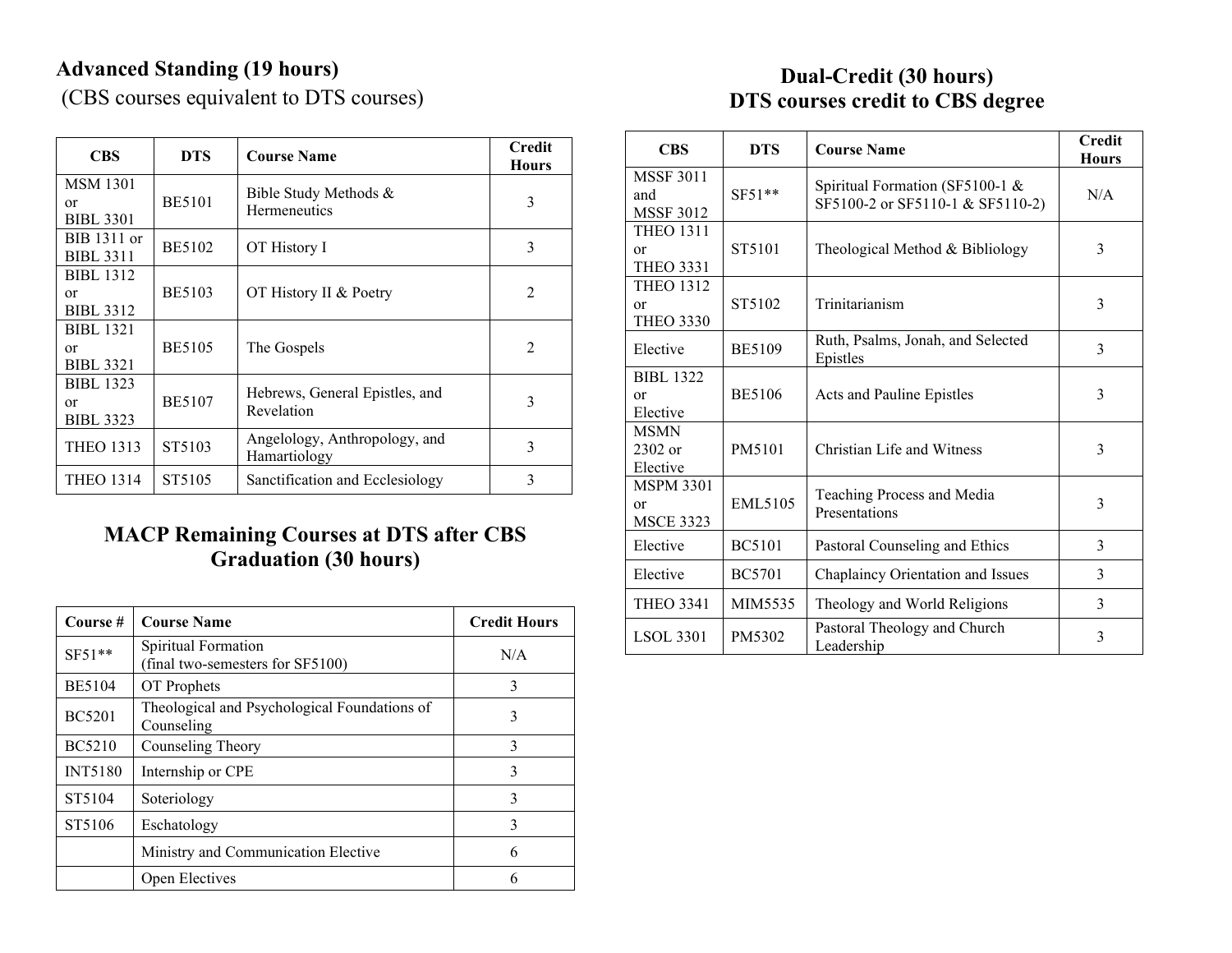## Advanced Standing (19 hours)

(CBS courses equivalent to DTS courses)

| CBS | DTS | Course Name | Credit Hours |
|---|---|---|---|
| MSM 1301 or BIBL 3301 | BE5101 | Bible Study Methods & Hermeneutics | 3 |
| BIB 1311 or BIBL 3311 | BE5102 | OT History I | 3 |
| BIBL 1312 or BIBL 3312 | BE5103 | OT History II & Poetry | 2 |
| BIBL 1321 or BIBL 3321 | BE5105 | The Gospels | 2 |
| BIBL 1323 or BIBL 3323 | BE5107 | Hebrews, General Epistles, and Revelation | 3 |
| THEO 1313 | ST5103 | Angelology, Anthropology, and Hamartiology | 3 |
| THEO 1314 | ST5105 | Sanctification and Ecclesiology | 3 |

## MACP Remaining Courses at DTS after CBS Graduation (30 hours)

| Course # | Course Name | Credit Hours |
|---|---|---|
| SF51** | Spiritual Formation (final two-semesters for SF5100) | N/A |
| BE5104 | OT Prophets | 3 |
| BC5201 | Theological and Psychological Foundations of Counseling | 3 |
| BC5210 | Counseling Theory | 3 |
| INT5180 | Internship or CPE | 3 |
| ST5104 | Soteriology | 3 |
| ST5106 | Eschatology | 3 |
| | Ministry and Communication Elective | 6 |
| | Open Electives | 6 |

## Dual-Credit (30 hours)
## DTS courses credit to CBS degree

| CBS | DTS | Course Name | Credit Hours |
|---|---|---|---|
| MSSF 3011 and MSSF 3012 | SF51** | Spiritual Formation (SF5100-1 & SF5100-2 or SF5110-1 & SF5110-2) | N/A |
| THEO 1311 or THEO 3331 | ST5101 | Theological Method & Bibliology | 3 |
| THEO 1312 or THEO 3330 | ST5102 | Trinitarianism | 3 |
| Elective | BE5109 | Ruth, Psalms, Jonah, and Selected Epistles | 3 |
| BIBL 1322 or Elective | BE5106 | Acts and Pauline Epistles | 3 |
| MSMN 2302 or Elective | PM5101 | Christian Life and Witness | 3 |
| MSPM 3301 or MSCE 3323 | EML5105 | Teaching Process and Media Presentations | 3 |
| Elective | BC5101 | Pastoral Counseling and Ethics | 3 |
| Elective | BC5701 | Chaplaincy Orientation and Issues | 3 |
| THEO 3341 | MIM5535 | Theology and World Religions | 3 |
| LSOL 3301 | PM5302 | Pastoral Theology and Church Leadership | 3 |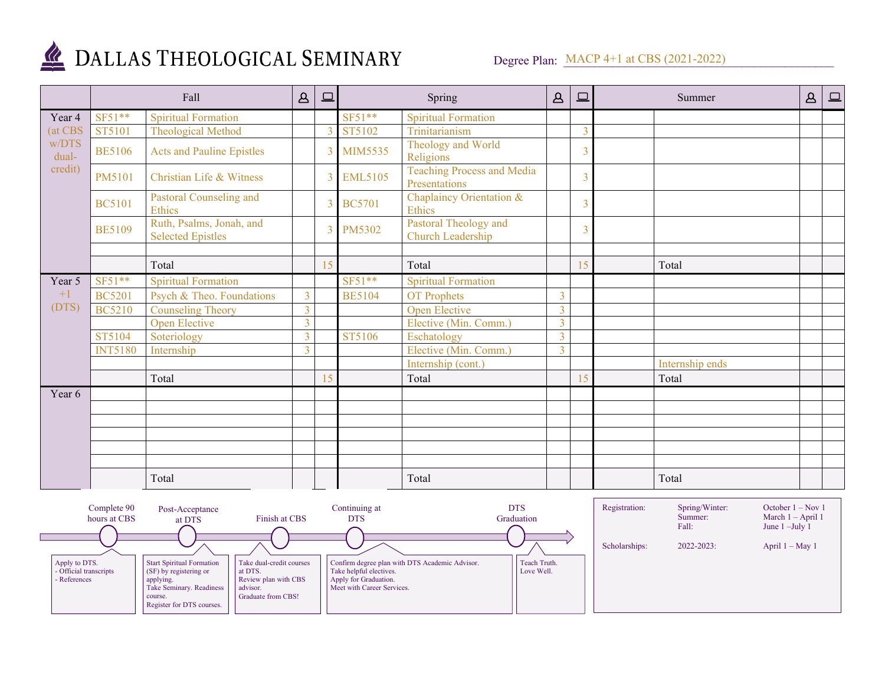# DALLAS THEOLOGICAL SEMINARY

Degree Plan: MACP 4+1 at CBS (2021-2022)

| | Fall | | In-person | Online | Spring | | In-person | Online | Summer | | In-person | Online |
|---|---|---|---|---|---|---|---|---|---|---|---|---|
| Year 4 (at CBS w/DTS dual-credit) | SF51** | Spiritual Formation | | | SF51** | Spiritual Formation | | | | | | |
| | ST5101 | Theological Method | | 3 | ST5102 | Trinitarianism | | 3 | | | | |
| | BE5106 | Acts and Pauline Epistles | | 3 | MIM5535 | Theology and World Religions | | 3 | | | | |
| | PM5101 | Christian Life & Witness | | 3 | EML5105 | Teaching Process and Media Presentations | | 3 | | | | |
| | BC5101 | Pastoral Counseling and Ethics | | 3 | BC5701 | Chaplaincy Orientation & Ethics | | 3 | | | | |
| | BE5109 | Ruth, Psalms, Jonah, and Selected Epistles | | 3 | PM5302 | Pastoral Theology and Church Leadership | | 3 | | | | |
| | | | | | | | | | | | | |
| | | Total | | 15 | | Total | | 15 | | Total | | |
| Year 5 +1 (DTS) | SF51** | Spiritual Formation | | | SF51** | Spiritual Formation | | | | | | |
| | BC5201 | Psych & Theo. Foundations | 3 | | BE5104 | OT Prophets | 3 | | | | | |
| | BC5210 | Counseling Theory | 3 | | | Open Elective | 3 | | | | | |
| | | Open Elective | 3 | | | Elective (Min. Comm.) | 3 | | | | | |
| | ST5104 | Soteriology | 3 | | ST5106 | Eschatology | 3 | | | | | |
| | INT5180 | Internship | 3 | | | Elective (Min. Comm.) | 3 | | | | | |
| | | | | | | Internship (cont.) | | | | Internship ends | | |
| | | Total | | 15 | | Total | | 15 | | Total | | |
| Year 6 | | | | | | | | | | | | |
| | | Total | | | | Total | | | | Total | | |

**Complete 90 hours at CBS** — Apply to DTS.
- Official transcripts
- References

**Post-Acceptance at DTS** — Start Spiritual Formation (SF) by registering or applying. Take Seminary. Readiness course. Register for DTS courses.

**Finish at CBS** — Take dual-credit courses at DTS. Review plan with CBS advisor. Graduate from CBS!

**Continuing at DTS** — Confirm degree plan with DTS Academic Advisor. Take helpful electives. Apply for Graduation. Meet with Career Services.

**DTS Graduation** — Teach Truth. Love Well.

| | | |
|---|---|---|
| Registration: | Spring/Winter: | October 1 – Nov 1 |
| | Summer: | March 1 – April 1 |
| | Fall: | June 1 –July 1 |
| Scholarships: | 2022-2023: | April 1 – May 1 |